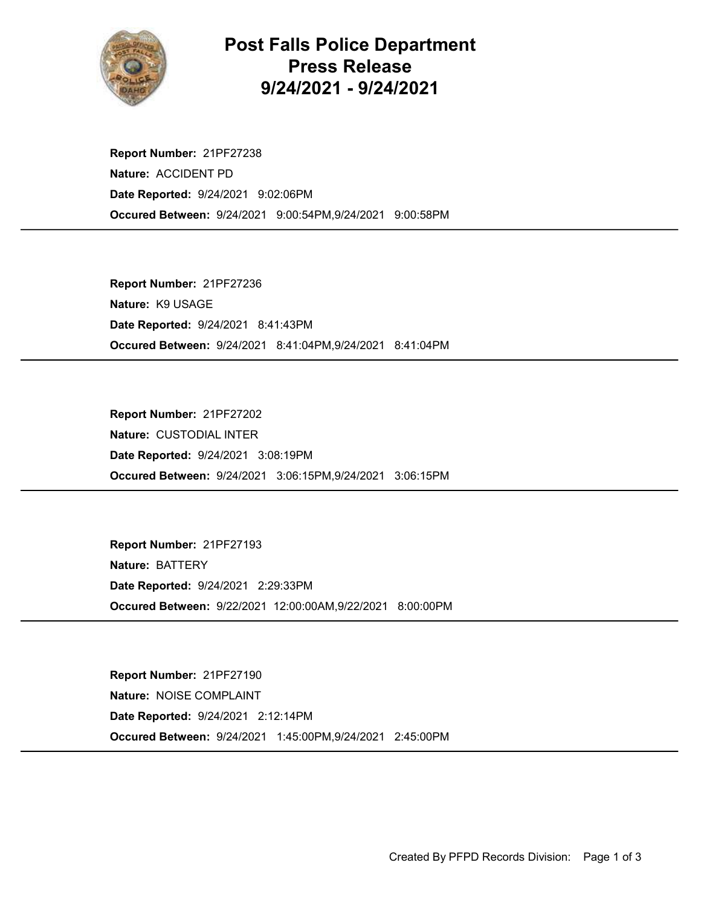# Post Falls Police Department Press Release 9/24/2021 - 9/24/2021

**Report Number:** 21PF27238
**Nature:** ACCIDENT PD
**Date Reported:** 9/24/2021 9:02:06PM
**Occured Between:** 9/24/2021 9:00:54PM,9/24/2021 9:00:58PM

---

**Report Number:** 21PF27236
**Nature:** K9 USAGE
**Date Reported:** 9/24/2021 8:41:43PM
**Occured Between:** 9/24/2021 8:41:04PM,9/24/2021 8:41:04PM

---

**Report Number:** 21PF27202
**Nature:** CUSTODIAL INTER
**Date Reported:** 9/24/2021 3:08:19PM
**Occured Between:** 9/24/2021 3:06:15PM,9/24/2021 3:06:15PM

---

**Report Number:** 21PF27193
**Nature:** BATTERY
**Date Reported:** 9/24/2021 2:29:33PM
**Occured Between:** 9/22/2021 12:00:00AM,9/22/2021 8:00:00PM

---

**Report Number:** 21PF27190
**Nature:** NOISE COMPLAINT
**Date Reported:** 9/24/2021 2:12:14PM
**Occured Between:** 9/24/2021 1:45:00PM,9/24/2021 2:45:00PM

---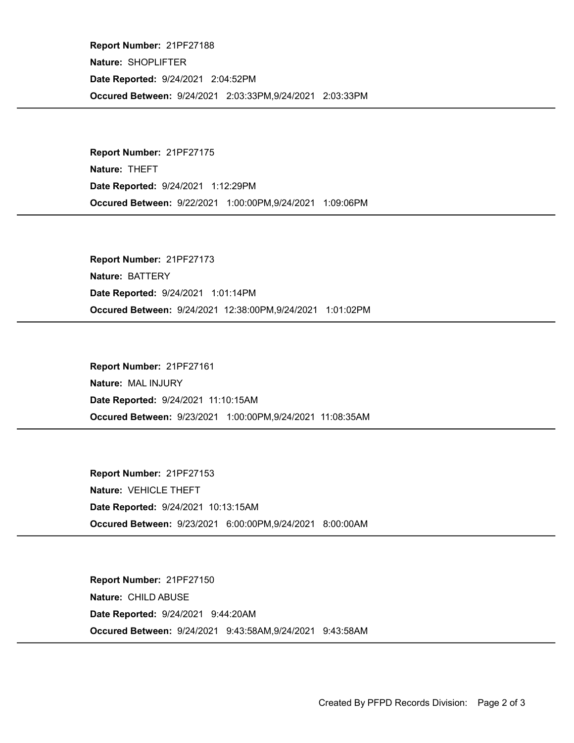**Report Number:** 21PF27188

**Nature:** SHOPLIFTER

**Date Reported:** 9/24/2021 2:04:52PM

**Occured Between:** 9/24/2021 2:03:33PM,9/24/2021 2:03:33PM

---

**Report Number:** 21PF27175

**Nature:** THEFT

**Date Reported:** 9/24/2021 1:12:29PM

**Occured Between:** 9/22/2021 1:00:00PM,9/24/2021 1:09:06PM

---

**Report Number:** 21PF27173

**Nature:** BATTERY

**Date Reported:** 9/24/2021 1:01:14PM

**Occured Between:** 9/24/2021 12:38:00PM,9/24/2021 1:01:02PM

---

**Report Number:** 21PF27161

**Nature:** MAL INJURY

**Date Reported:** 9/24/2021 11:10:15AM

**Occured Between:** 9/23/2021 1:00:00PM,9/24/2021 11:08:35AM

---

**Report Number:** 21PF27153

**Nature:** VEHICLE THEFT

**Date Reported:** 9/24/2021 10:13:15AM

**Occured Between:** 9/23/2021 6:00:00PM,9/24/2021 8:00:00AM

---

**Report Number:** 21PF27150

**Nature:** CHILD ABUSE

**Date Reported:** 9/24/2021 9:44:20AM

**Occured Between:** 9/24/2021 9:43:58AM,9/24/2021 9:43:58AM

---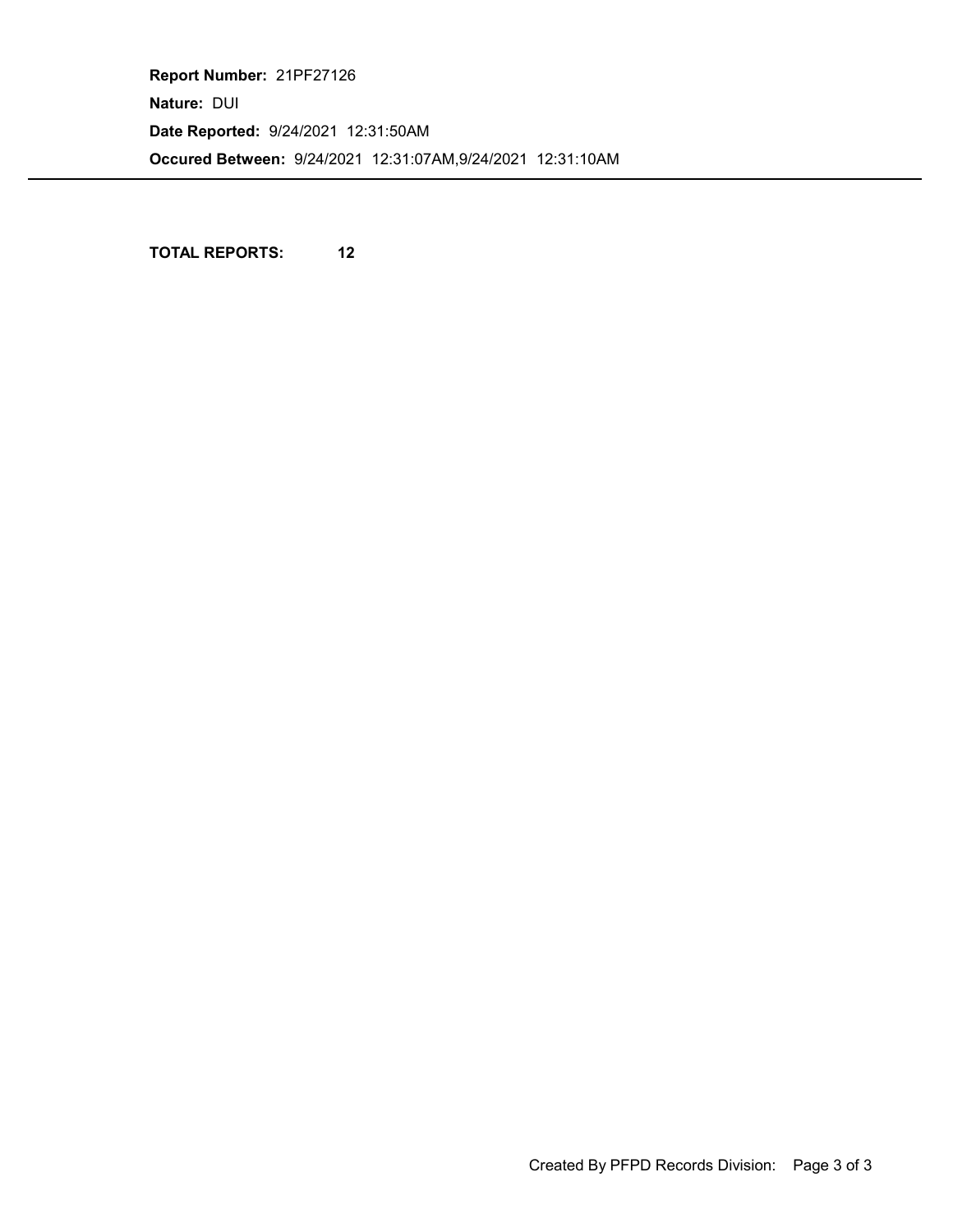**Report Number:** 21PF27126

**Nature:** DUI

**Date Reported:** 9/24/2021 12:31:50AM

**Occured Between:** 9/24/2021 12:31:07AM,9/24/2021 12:31:10AM

---

**TOTAL REPORTS:** **12**

Created By PFPD Records Division: